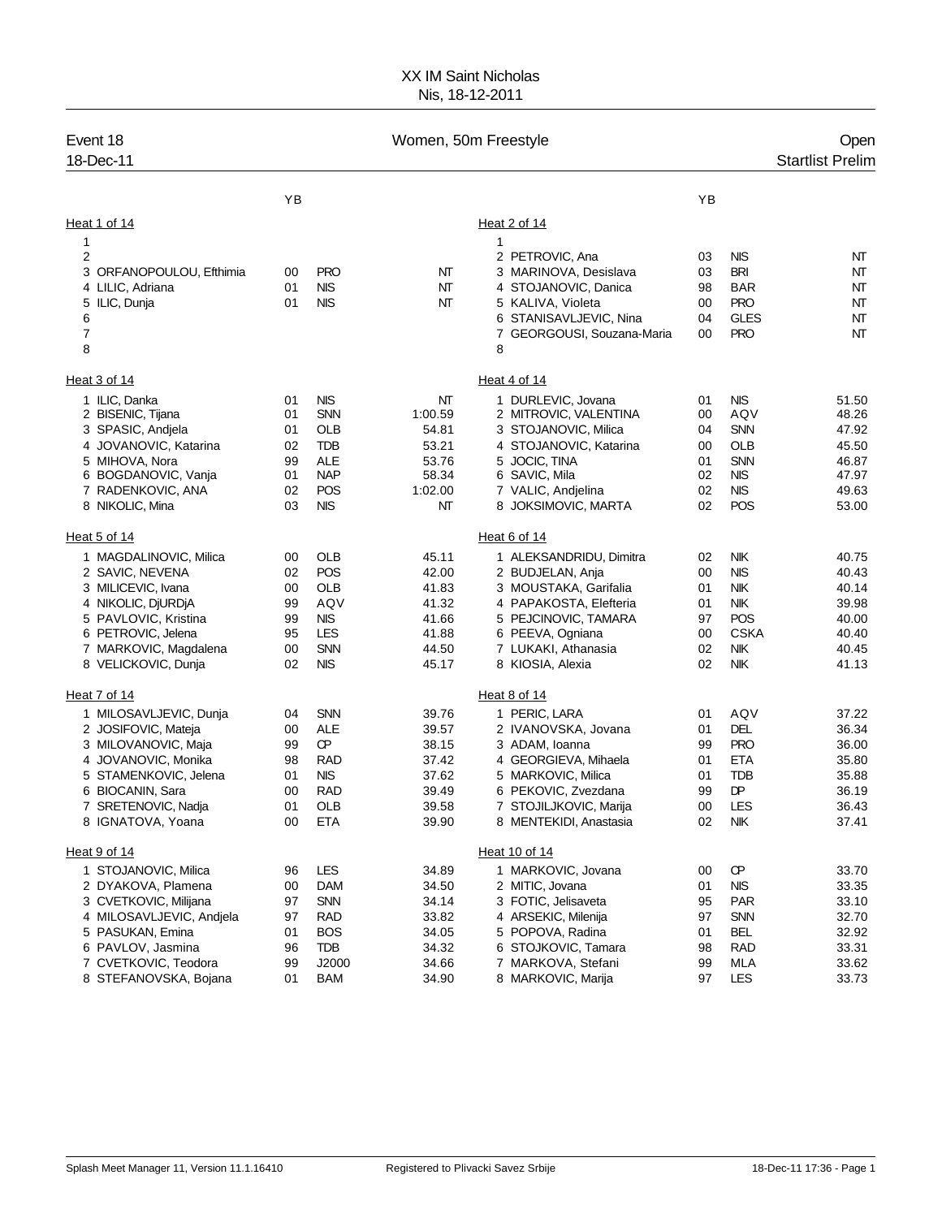# XX IM Saint Nicholas

Nis, 18-12-2011

**Event 18** — Women, 50m Freestyle — Open

18-Dec-11 — Startlist Prelim

### Heat 1 of 14

| Lane | Name | YB | Club | Entry |
|---|---|---|---|---|
| 1 | | | | |
| 2 | | | | |
| 3 | ORFANOPOULOU, Efthimia | 00 | PRO | NT |
| 4 | LILIC, Adriana | 01 | NIS | NT |
| 5 | ILIC, Dunja | 01 | NIS | NT |
| 6 | | | | |
| 7 | | | | |
| 8 | | | | |

### Heat 2 of 14

| Lane | Name | YB | Club | Entry |
|---|---|---|---|---|
| 1 | | | | |
| 2 | PETROVIC, Ana | 03 | NIS | NT |
| 3 | MARINOVA, Desislava | 03 | BRI | NT |
| 4 | STOJANOVIC, Danica | 98 | BAR | NT |
| 5 | KALIVA, Violeta | 00 | PRO | NT |
| 6 | STANISAVLJEVIC, Nina | 04 | GLES | NT |
| 7 | GEORGOUSI, Souzana-Maria | 00 | PRO | NT |
| 8 | | | | |

### Heat 3 of 14

| Lane | Name | YB | Club | Entry |
|---|---|---|---|---|
| 1 | ILIC, Danka | 01 | NIS | NT |
| 2 | BISENIC, Tijana | 01 | SNN | 1:00.59 |
| 3 | SPASIC, Andjela | 01 | OLB | 54.81 |
| 4 | JOVANOVIC, Katarina | 02 | TDB | 53.21 |
| 5 | MIHOVA, Nora | 99 | ALE | 53.76 |
| 6 | BOGDANOVIC, Vanja | 01 | NAP | 58.34 |
| 7 | RADENKOVIC, ANA | 02 | POS | 1:02.00 |
| 8 | NIKOLIC, Mina | 03 | NIS | NT |

### Heat 4 of 14

| Lane | Name | YB | Club | Entry |
|---|---|---|---|---|
| 1 | DURLEVIC, Jovana | 01 | NIS | 51.50 |
| 2 | MITROVIC, VALENTINA | 00 | AQV | 48.26 |
| 3 | STOJANOVIC, Milica | 04 | SNN | 47.92 |
| 4 | STOJANOVIC, Katarina | 00 | OLB | 45.50 |
| 5 | JOCIC, TINA | 01 | SNN | 46.87 |
| 6 | SAVIC, Mila | 02 | NIS | 47.97 |
| 7 | VALIC, Andjelina | 02 | NIS | 49.63 |
| 8 | JOKSIMOVIC, MARTA | 02 | POS | 53.00 |

### Heat 5 of 14

| Lane | Name | YB | Club | Entry |
|---|---|---|---|---|
| 1 | MAGDALINOVIC, Milica | 00 | OLB | 45.11 |
| 2 | SAVIC, NEVENA | 02 | POS | 42.00 |
| 3 | MILICEVIC, Ivana | 00 | OLB | 41.83 |
| 4 | NIKOLIC, DjURDjA | 99 | AQV | 41.32 |
| 5 | PAVLOVIC, Kristina | 99 | NIS | 41.66 |
| 6 | PETROVIC, Jelena | 95 | LES | 41.88 |
| 7 | MARKOVIC, Magdalena | 00 | SNN | 44.50 |
| 8 | VELICKOVIC, Dunja | 02 | NIS | 45.17 |

### Heat 6 of 14

| Lane | Name | YB | Club | Entry |
|---|---|---|---|---|
| 1 | ALEKSANDRIDU, Dimitra | 02 | NIK | 40.75 |
| 2 | BUDJELAN, Anja | 00 | NIS | 40.43 |
| 3 | MOUSTAKA, Garifalia | 01 | NIK | 40.14 |
| 4 | PAPAKOSTA, Elefteria | 01 | NIK | 39.98 |
| 5 | PEJCINOVIC, TAMARA | 97 | POS | 40.00 |
| 6 | PEEVA, Ogniana | 00 | CSKA | 40.40 |
| 7 | LUKAKI, Athanasia | 02 | NIK | 40.45 |
| 8 | KIOSIA, Alexia | 02 | NIK | 41.13 |

### Heat 7 of 14

| Lane | Name | YB | Club | Entry |
|---|---|---|---|---|
| 1 | MILOSAVLJEVIC, Dunja | 04 | SNN | 39.76 |
| 2 | JOSIFOVIC, Mateja | 00 | ALE | 39.57 |
| 3 | MILOVANOVIC, Maja | 99 | CP | 38.15 |
| 4 | JOVANOVIC, Monika | 98 | RAD | 37.42 |
| 5 | STAMENKOVIC, Jelena | 01 | NIS | 37.62 |
| 6 | BIOCANIN, Sara | 00 | RAD | 39.49 |
| 7 | SRETENOVIC, Nadja | 01 | OLB | 39.58 |
| 8 | IGNATOVA, Yoana | 00 | ETA | 39.90 |

### Heat 8 of 14

| Lane | Name | YB | Club | Entry |
|---|---|---|---|---|
| 1 | PERIC, LARA | 01 | AQV | 37.22 |
| 2 | IVANOVSKA, Jovana | 01 | DEL | 36.34 |
| 3 | ADAM, Ioanna | 99 | PRO | 36.00 |
| 4 | GEORGIEVA, Mihaela | 01 | ETA | 35.80 |
| 5 | MARKOVIC, Milica | 01 | TDB | 35.88 |
| 6 | PEKOVIC, Zvezdana | 99 | DP | 36.19 |
| 7 | STOJILJKOVIC, Marija | 00 | LES | 36.43 |
| 8 | MENTEKIDI, Anastasia | 02 | NIK | 37.41 |

### Heat 9 of 14

| Lane | Name | YB | Club | Entry |
|---|---|---|---|---|
| 1 | STOJANOVIC, Milica | 96 | LES | 34.89 |
| 2 | DYAKOVA, Plamena | 00 | DAM | 34.50 |
| 3 | CVETKOVIC, Milijana | 97 | SNN | 34.14 |
| 4 | MILOSAVLJEVIC, Andjela | 97 | RAD | 33.82 |
| 5 | PASUKAN, Emina | 01 | BOS | 34.05 |
| 6 | PAVLOV, Jasmina | 96 | TDB | 34.32 |
| 7 | CVETKOVIC, Teodora | 99 | J2000 | 34.66 |
| 8 | STEFANOVSKA, Bojana | 01 | BAM | 34.90 |

### Heat 10 of 14

| Lane | Name | YB | Club | Entry |
|---|---|---|---|---|
| 1 | MARKOVIC, Jovana | 00 | CP | 33.70 |
| 2 | MITIC, Jovana | 01 | NIS | 33.35 |
| 3 | FOTIC, Jelisaveta | 95 | PAR | 33.10 |
| 4 | ARSEKIC, Milenija | 97 | SNN | 32.70 |
| 5 | POPOVA, Radina | 01 | BEL | 32.92 |
| 6 | STOJKOVIC, Tamara | 98 | RAD | 33.31 |
| 7 | MARKOVA, Stefani | 99 | MLA | 33.62 |
| 8 | MARKOVIC, Marija | 97 | LES | 33.73 |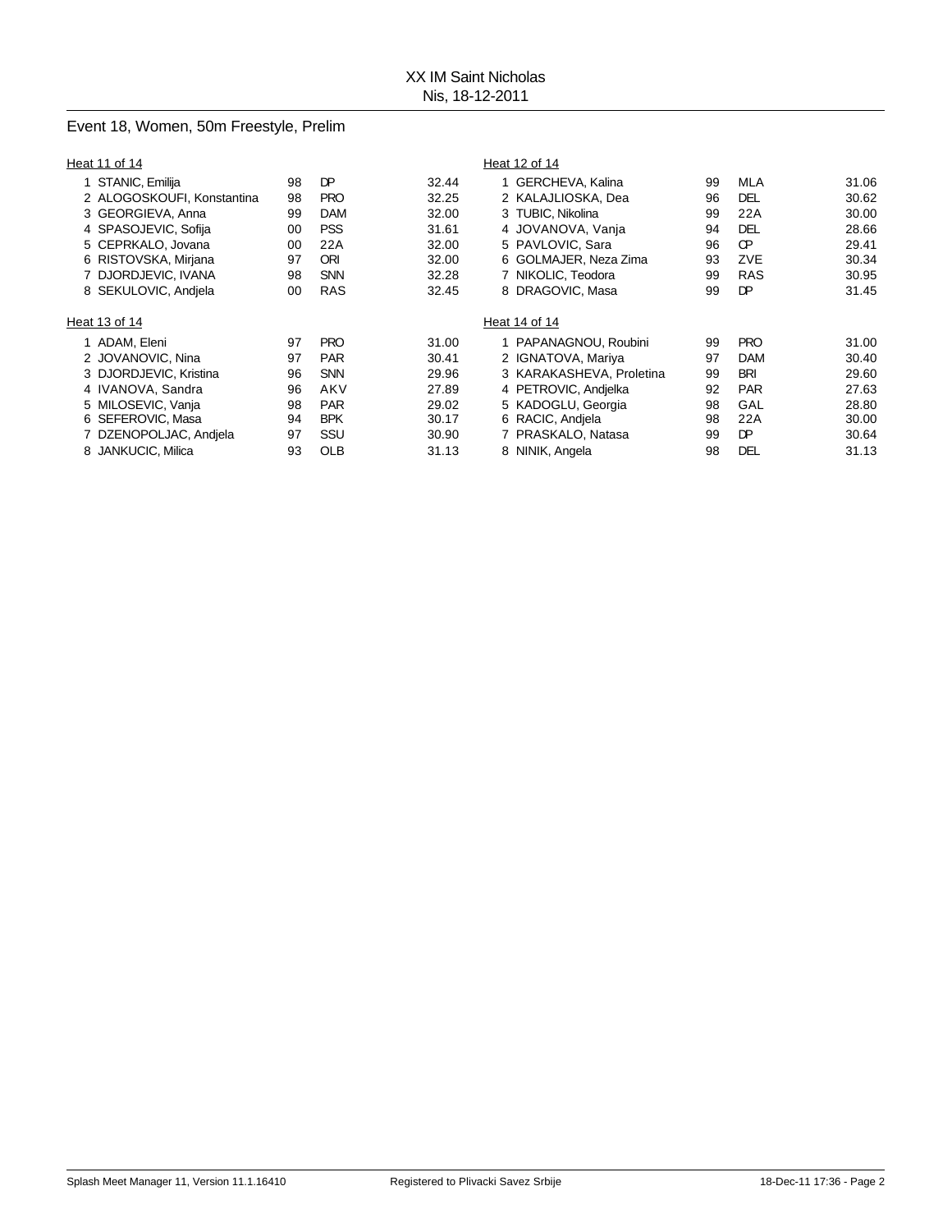XX IM Saint Nicholas
Nis, 18-12-2011

## Event 18, Women, 50m Freestyle, Prelim

### Heat 11 of 14

| | | | | |
|---|---|---|---|---|
| 1 | STANIC, Emilija | 98 | DP | 32.44 |
| 2 | ALOGOSKOUFI, Konstantina | 98 | PRO | 32.25 |
| 3 | GEORGIEVA, Anna | 99 | DAM | 32.00 |
| 4 | SPASOJEVIC, Sofija | 00 | PSS | 31.61 |
| 5 | CEPRKALO, Jovana | 00 | 22A | 32.00 |
| 6 | RISTOVSKA, Mirjana | 97 | ORI | 32.00 |
| 7 | DJORDJEVIC, IVANA | 98 | SNN | 32.28 |
| 8 | SEKULOVIC, Andjela | 00 | RAS | 32.45 |

### Heat 12 of 14

| | | | | |
|---|---|---|---|---|
| 1 | GERCHEVA, Kalina | 99 | MLA | 31.06 |
| 2 | KALAJLIOSKA, Dea | 96 | DEL | 30.62 |
| 3 | TUBIC, Nikolina | 99 | 22A | 30.00 |
| 4 | JOVANOVA, Vanja | 94 | DEL | 28.66 |
| 5 | PAVLOVIC, Sara | 96 | CP | 29.41 |
| 6 | GOLMAJER, Neza Zima | 93 | ZVE | 30.34 |
| 7 | NIKOLIC, Teodora | 99 | RAS | 30.95 |
| 8 | DRAGOVIC, Masa | 99 | DP | 31.45 |

### Heat 13 of 14

| | | | | |
|---|---|---|---|---|
| 1 | ADAM, Eleni | 97 | PRO | 31.00 |
| 2 | JOVANOVIC, Nina | 97 | PAR | 30.41 |
| 3 | DJORDJEVIC, Kristina | 96 | SNN | 29.96 |
| 4 | IVANOVA, Sandra | 96 | AKV | 27.89 |
| 5 | MILOSEVIC, Vanja | 98 | PAR | 29.02 |
| 6 | SEFEROVIC, Masa | 94 | BPK | 30.17 |
| 7 | DZENOPOLJAC, Andjela | 97 | SSU | 30.90 |
| 8 | JANKUCIC, Milica | 93 | OLB | 31.13 |

### Heat 14 of 14

| | | | | |
|---|---|---|---|---|
| 1 | PAPANAGNOU, Roubini | 99 | PRO | 31.00 |
| 2 | IGNATOVA, Mariya | 97 | DAM | 30.40 |
| 3 | KARAKASHEVA, Proletina | 99 | BRI | 29.60 |
| 4 | PETROVIC, Andjelka | 92 | PAR | 27.63 |
| 5 | KADOGLU, Georgia | 98 | GAL | 28.80 |
| 6 | RACIC, Andjela | 98 | 22A | 30.00 |
| 7 | PRASKALO, Natasa | 99 | DP | 30.64 |
| 8 | NINIK, Angela | 98 | DEL | 31.13 |

Splash Meet Manager 11, Version 11.1.16410 — Registered to Plivacki Savez Srbije — 18-Dec-11 17:36